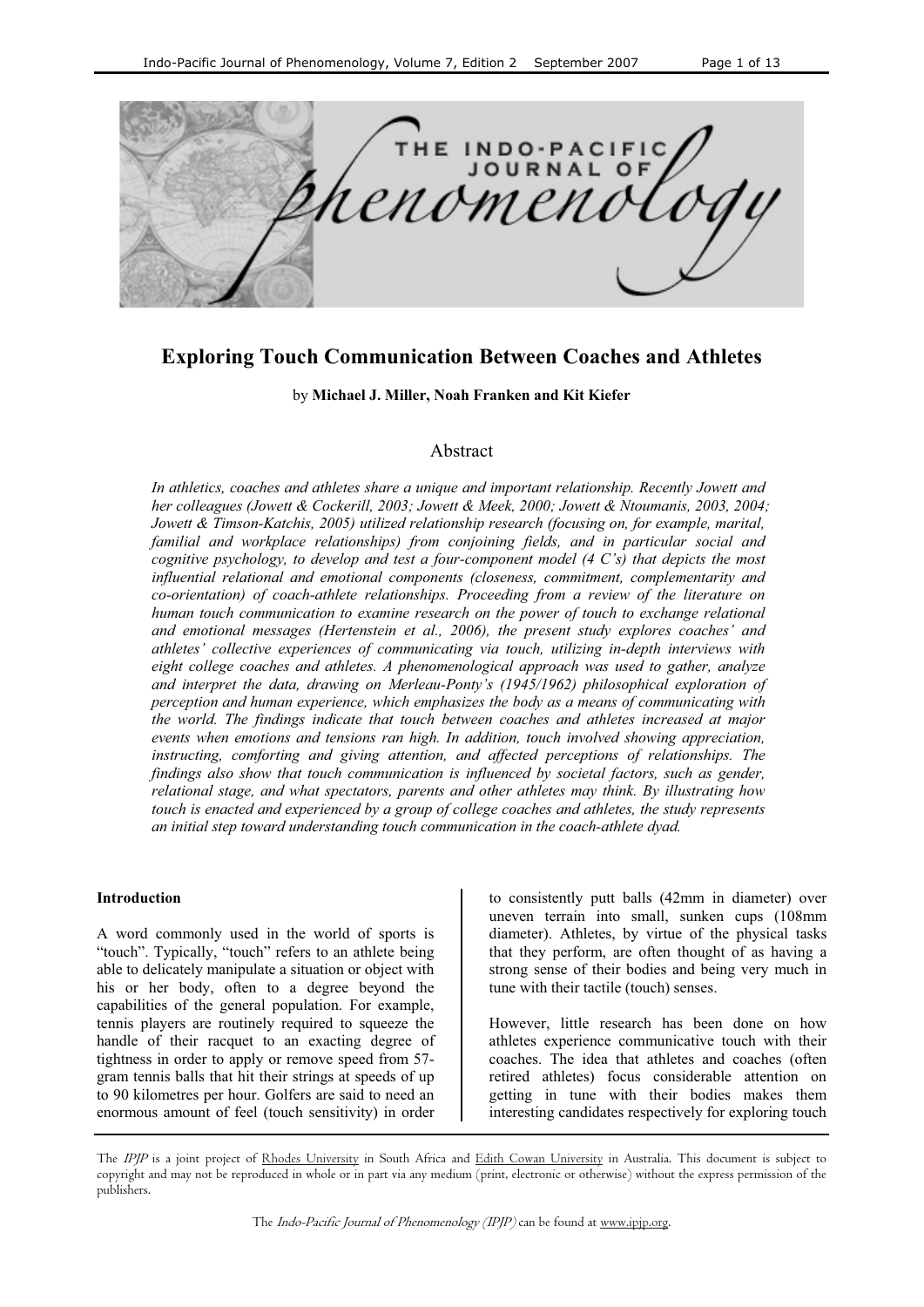# Exploring Touch Communication Between Coaches and Athletes

by **Michael J. Miller, Noah Franken and Kit Kiefer**

## Abstract

*In athletics, coaches and athletes share a unique and important relationship. Recently Jowett and her colleagues (Jowett & Cockerill, 2003; Jowett & Meek, 2000; Jowett & Ntoumanis, 2003, 2004; Jowett & Timson-Katchis, 2005) utilized relationship research (focusing on, for example, marital, familial and workplace relationships) from conjoining fields, and in particular social and cognitive psychology, to develop and test a four-component model (4 C's) that depicts the most influential relational and emotional components (closeness, commitment, complementarity and co-orientation) of coach-athlete relationships. Proceeding from a review of the literature on human touch communication to examine research on the power of touch to exchange relational and emotional messages (Hertenstein et al., 2006), the present study explores coaches' and athletes' collective experiences of communicating via touch, utilizing in-depth interviews with eight college coaches and athletes. A phenomenological approach was used to gather, analyze and interpret the data, drawing on Merleau-Ponty's (1945/1962) philosophical exploration of perception and human experience, which emphasizes the body as a means of communicating with the world. The findings indicate that touch between coaches and athletes increased at major events when emotions and tensions ran high. In addition, touch involved showing appreciation, instructing, comforting and giving attention, and affected perceptions of relationships. The findings also show that touch communication is influenced by societal factors, such as gender, relational stage, and what spectators, parents and other athletes may think. By illustrating how touch is enacted and experienced by a group of college coaches and athletes, the study represents an initial step toward understanding touch communication in the coach-athlete dyad.*

### Introduction

A word commonly used in the world of sports is "touch". Typically, "touch" refers to an athlete being able to delicately manipulate a situation or object with his or her body, often to a degree beyond the capabilities of the general population. For example, tennis players are routinely required to squeeze the handle of their racquet to an exacting degree of tightness in order to apply or remove speed from 57-gram tennis balls that hit their strings at speeds of up to 90 kilometres per hour. Golfers are said to need an enormous amount of feel (touch sensitivity) in order to consistently putt balls (42mm in diameter) over uneven terrain into small, sunken cups (108mm diameter). Athletes, by virtue of the physical tasks that they perform, are often thought of as having a strong sense of their bodies and being very much in tune with their tactile (touch) senses.

However, little research has been done on how athletes experience communicative touch with their coaches. The idea that athletes and coaches (often retired athletes) focus considerable attention on getting in tune with their bodies makes them interesting candidates respectively for exploring touch

The *IPJP* is a joint project of Rhodes University in South Africa and Edith Cowan University in Australia. This document is subject to copyright and may not be reproduced in whole or in part via any medium (print, electronic or otherwise) without the express permission of the publishers.

The *Indo-Pacific Journal of Phenomenology (IPJP)* can be found at www.ipjp.org.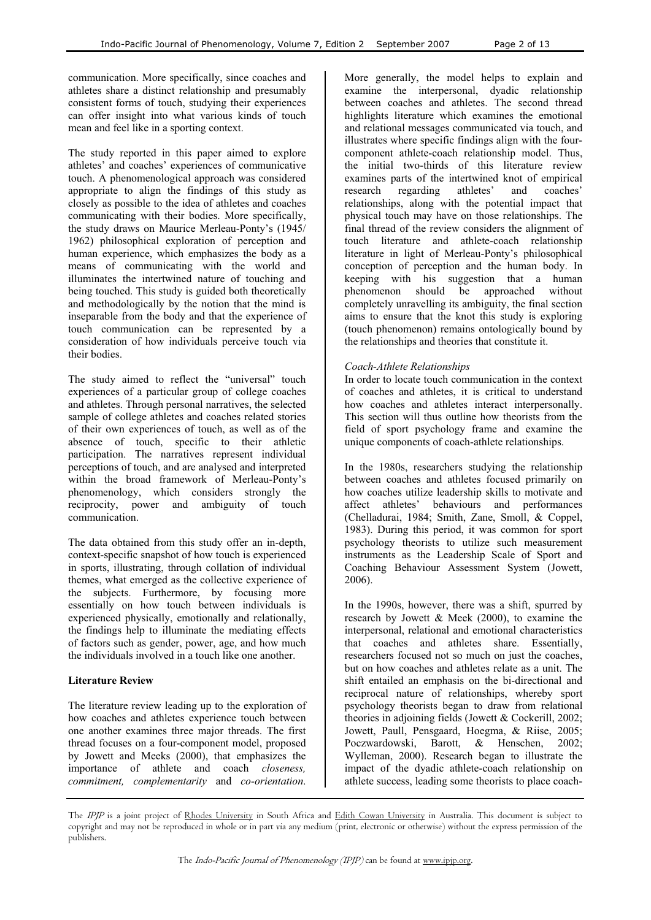communication. More specifically, since coaches and athletes share a distinct relationship and presumably consistent forms of touch, studying their experiences can offer insight into what various kinds of touch mean and feel like in a sporting context.

The study reported in this paper aimed to explore athletes' and coaches' experiences of communicative touch. A phenomenological approach was considered appropriate to align the findings of this study as closely as possible to the idea of athletes and coaches communicating with their bodies. More specifically, the study draws on Maurice Merleau-Ponty's (1945/ 1962) philosophical exploration of perception and human experience, which emphasizes the body as a means of communicating with the world and illuminates the intertwined nature of touching and being touched. This study is guided both theoretically and methodologically by the notion that the mind is inseparable from the body and that the experience of touch communication can be represented by a consideration of how individuals perceive touch via their bodies.

The study aimed to reflect the "universal" touch experiences of a particular group of college coaches and athletes. Through personal narratives, the selected sample of college athletes and coaches related stories of their own experiences of touch, as well as of the absence of touch, specific to their athletic participation. The narratives represent individual perceptions of touch, and are analysed and interpreted within the broad framework of Merleau-Ponty's phenomenology, which considers strongly the reciprocity, power and ambiguity of touch communication.

The data obtained from this study offer an in-depth, context-specific snapshot of how touch is experienced in sports, illustrating, through collation of individual themes, what emerged as the collective experience of the subjects. Furthermore, by focusing more essentially on how touch between individuals is experienced physically, emotionally and relationally, the findings help to illuminate the mediating effects of factors such as gender, power, age, and how much the individuals involved in a touch like one another.

## Literature Review

The literature review leading up to the exploration of how coaches and athletes experience touch between one another examines three major threads. The first thread focuses on a four-component model, proposed by Jowett and Meeks (2000), that emphasizes the importance of athlete and coach *closeness, commitment, complementarity* and *co-orientation*. More generally, the model helps to explain and examine the interpersonal, dyadic relationship between coaches and athletes. The second thread highlights literature which examines the emotional and relational messages communicated via touch, and illustrates where specific findings align with the four-component athlete-coach relationship model. Thus, the initial two-thirds of this literature review examines parts of the intertwined knot of empirical research regarding athletes' and coaches' relationships, along with the potential impact that physical touch may have on those relationships. The final thread of the review considers the alignment of touch literature and athlete-coach relationship literature in light of Merleau-Ponty's philosophical conception of perception and the human body. In keeping with his suggestion that a human phenomenon should be approached without completely unravelling its ambiguity, the final section aims to ensure that the knot this study is exploring (touch phenomenon) remains ontologically bound by the relationships and theories that constitute it.

### *Coach-Athlete Relationships*

In order to locate touch communication in the context of coaches and athletes, it is critical to understand how coaches and athletes interact interpersonally. This section will thus outline how theorists from the field of sport psychology frame and examine the unique components of coach-athlete relationships.

In the 1980s, researchers studying the relationship between coaches and athletes focused primarily on how coaches utilize leadership skills to motivate and affect athletes' behaviours and performances (Chelladurai, 1984; Smith, Zane, Smoll, & Coppel, 1983). During this period, it was common for sport psychology theorists to utilize such measurement instruments as the Leadership Scale of Sport and Coaching Behaviour Assessment System (Jowett, 2006).

In the 1990s, however, there was a shift, spurred by research by Jowett & Meek (2000), to examine the interpersonal, relational and emotional characteristics that coaches and athletes share. Essentially, researchers focused not so much on just the coaches, but on how coaches and athletes relate as a unit. The shift entailed an emphasis on the bi-directional and reciprocal nature of relationships, whereby sport psychology theorists began to draw from relational theories in adjoining fields (Jowett & Cockerill, 2002; Jowett, Paull, Pensgaard, Hoegma, & Riise, 2005; Poczwardowski, Barott, & Henschen, 2002; Wylleman, 2000). Research began to illustrate the impact of the dyadic athlete-coach relationship on athlete success, leading some theorists to place coach-

The *IPJP* is a joint project of Rhodes University in South Africa and Edith Cowan University in Australia. This document is subject to copyright and may not be reproduced in whole or in part via any medium (print, electronic or otherwise) without the express permission of the publishers.

The *Indo-Pacific Journal of Phenomenology (IPJP)* can be found at www.ipjp.org.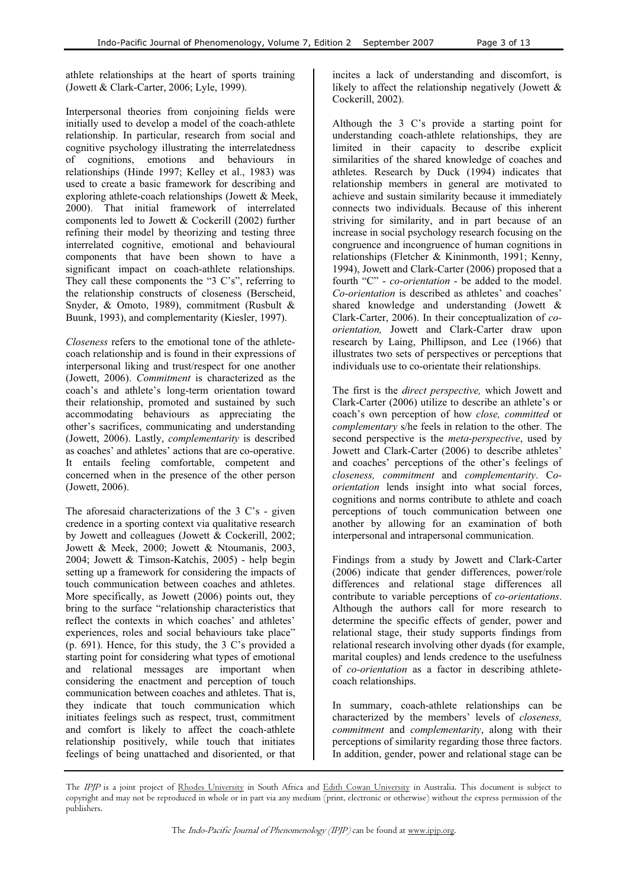athlete relationships at the heart of sports training (Jowett & Clark-Carter, 2006; Lyle, 1999).

Interpersonal theories from conjoining fields were initially used to develop a model of the coach-athlete relationship. In particular, research from social and cognitive psychology illustrating the interrelatedness of cognitions, emotions and behaviours in relationships (Hinde 1997; Kelley et al., 1983) was used to create a basic framework for describing and exploring athlete-coach relationships (Jowett & Meek, 2000). That initial framework of interrelated components led to Jowett & Cockerill (2002) further refining their model by theorizing and testing three interrelated cognitive, emotional and behavioural components that have been shown to have a significant impact on coach-athlete relationships. They call these components the "3 C's", referring to the relationship constructs of closeness (Berscheid, Snyder, & Omoto, 1989), commitment (Rusbult & Buunk, 1993), and complementarity (Kiesler, 1997).

*Closeness* refers to the emotional tone of the athlete-coach relationship and is found in their expressions of interpersonal liking and trust/respect for one another (Jowett, 2006). *Commitment* is characterized as the coach's and athlete's long-term orientation toward their relationship, promoted and sustained by such accommodating behaviours as appreciating the other's sacrifices, communicating and understanding (Jowett, 2006). Lastly, *complementarity* is described as coaches' and athletes' actions that are co-operative. It entails feeling comfortable, competent and concerned when in the presence of the other person (Jowett, 2006).

The aforesaid characterizations of the 3 C's - given credence in a sporting context via qualitative research by Jowett and colleagues (Jowett & Cockerill, 2002; Jowett & Meek, 2000; Jowett & Ntoumanis, 2003, 2004; Jowett & Timson-Katchis, 2005) - help begin setting up a framework for considering the impacts of touch communication between coaches and athletes. More specifically, as Jowett (2006) points out, they bring to the surface "relationship characteristics that reflect the contexts in which coaches' and athletes' experiences, roles and social behaviours take place" (p. 691). Hence, for this study, the 3 C's provided a starting point for considering what types of emotional and relational messages are important when considering the enactment and perception of touch communication between coaches and athletes. That is, they indicate that touch communication which initiates feelings such as respect, trust, commitment and comfort is likely to affect the coach-athlete relationship positively, while touch that initiates feelings of being unattached and disoriented, or that incites a lack of understanding and discomfort, is likely to affect the relationship negatively (Jowett & Cockerill, 2002).

Although the 3 C's provide a starting point for understanding coach-athlete relationships, they are limited in their capacity to describe explicit similarities of the shared knowledge of coaches and athletes. Research by Duck (1994) indicates that relationship members in general are motivated to achieve and sustain similarity because it immediately connects two individuals. Because of this inherent striving for similarity, and in part because of an increase in social psychology research focusing on the congruence and incongruence of human cognitions in relationships (Fletcher & Kininmonth, 1991; Kenny, 1994), Jowett and Clark-Carter (2006) proposed that a fourth "C" - *co-orientation* - be added to the model. *Co-orientation* is described as athletes' and coaches' shared knowledge and understanding (Jowett & Clark-Carter, 2006). In their conceptualization of *co-orientation,* Jowett and Clark-Carter draw upon research by Laing, Phillipson, and Lee (1966) that illustrates two sets of perspectives or perceptions that individuals use to co-orientate their relationships.

The first is the *direct perspective,* which Jowett and Clark-Carter (2006) utilize to describe an athlete's or coach's own perception of how *close, committed* or *complementary* s/he feels in relation to the other. The second perspective is the *meta-perspective*, used by Jowett and Clark-Carter (2006) to describe athletes' and coaches' perceptions of the other's feelings of *closeness, commitment* and *complementarity*. *Co-orientation* lends insight into what social forces, cognitions and norms contribute to athlete and coach perceptions of touch communication between one another by allowing for an examination of both interpersonal and intrapersonal communication.

Findings from a study by Jowett and Clark-Carter (2006) indicate that gender differences, power/role differences and relational stage differences all contribute to variable perceptions of *co-orientations*. Although the authors call for more research to determine the specific effects of gender, power and relational stage, their study supports findings from relational research involving other dyads (for example, marital couples) and lends credence to the usefulness of *co-orientation* as a factor in describing athlete-coach relationships.

In summary, coach-athlete relationships can be characterized by the members' levels of *closeness, commitment* and *complementarity*, along with their perceptions of similarity regarding those three factors. In addition, gender, power and relational stage can be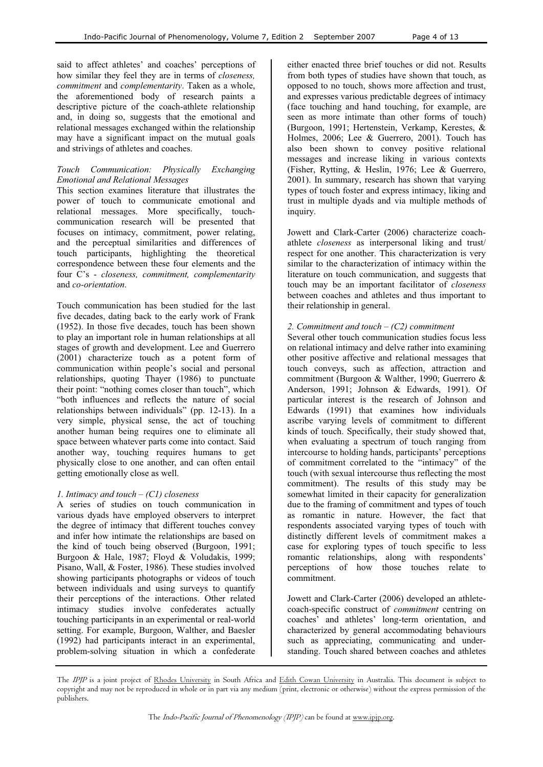said to affect athletes' and coaches' perceptions of how similar they feel they are in terms of *closeness, commitment* and *complementarity*. Taken as a whole, the aforementioned body of research paints a descriptive picture of the coach-athlete relationship and, in doing so, suggests that the emotional and relational messages exchanged within the relationship may have a significant impact on the mutual goals and strivings of athletes and coaches.

### *Touch Communication: Physically Exchanging Emotional and Relational Messages*

This section examines literature that illustrates the power of touch to communicate emotional and relational messages. More specifically, touch-communication research will be presented that focuses on intimacy, commitment, power relating, and the perceptual similarities and differences of touch participants, highlighting the theoretical correspondence between these four elements and the four C's - *closeness, commitment, complementarity* and *co-orientation*.

Touch communication has been studied for the last five decades, dating back to the early work of Frank (1952). In those five decades, touch has been shown to play an important role in human relationships at all stages of growth and development. Lee and Guerrero (2001) characterize touch as a potent form of communication within people's social and personal relationships, quoting Thayer (1986) to punctuate their point: "nothing comes closer than touch", which "both influences and reflects the nature of social relationships between individuals" (pp. 12-13). In a very simple, physical sense, the act of touching another human being requires one to eliminate all space between whatever parts come into contact. Said another way, touching requires humans to get physically close to one another, and can often entail getting emotionally close as well.

#### *1. Intimacy and touch – (C1) closeness*

A series of studies on touch communication in various dyads have employed observers to interpret the degree of intimacy that different touches convey and infer how intimate the relationships are based on the kind of touch being observed (Burgoon, 1991; Burgoon & Hale, 1987; Floyd & Voludakis, 1999; Pisano, Wall, & Foster, 1986). These studies involved showing participants photographs or videos of touch between individuals and using surveys to quantify their perceptions of the interactions. Other related intimacy studies involve confederates actually touching participants in an experimental or real-world setting. For example, Burgoon, Walther, and Baesler (1992) had participants interact in an experimental, problem-solving situation in which a confederate either enacted three brief touches or did not. Results from both types of studies have shown that touch, as opposed to no touch, shows more affection and trust, and expresses various predictable degrees of intimacy (face touching and hand touching, for example, are seen as more intimate than other forms of touch) (Burgoon, 1991; Hertenstein, Verkamp, Kerestes, & Holmes, 2006; Lee & Guerrero, 2001). Touch has also been shown to convey positive relational messages and increase liking in various contexts (Fisher, Rytting, & Heslin, 1976; Lee & Guerrero, 2001). In summary, research has shown that varying types of touch foster and express intimacy, liking and trust in multiple dyads and via multiple methods of inquiry.

Jowett and Clark-Carter (2006) characterize coach-athlete *closeness* as interpersonal liking and trust/respect for one another. This characterization is very similar to the characterization of intimacy within the literature on touch communication, and suggests that touch may be an important facilitator of *closeness* between coaches and athletes and thus important to their relationship in general.

#### *2. Commitment and touch – (C2) commitment*

Several other touch communication studies focus less on relational intimacy and delve rather into examining other positive affective and relational messages that touch conveys, such as affection, attraction and commitment (Burgoon & Walther, 1990; Guerrero & Anderson, 1991; Johnson & Edwards, 1991). Of particular interest is the research of Johnson and Edwards (1991) that examines how individuals ascribe varying levels of commitment to different kinds of touch. Specifically, their study showed that, when evaluating a spectrum of touch ranging from intercourse to holding hands, participants' perceptions of commitment correlated to the "intimacy" of the touch (with sexual intercourse thus reflecting the most commitment). The results of this study may be somewhat limited in their capacity for generalization due to the framing of commitment and types of touch as romantic in nature. However, the fact that respondents associated varying types of touch with distinctly different levels of commitment makes a case for exploring types of touch specific to less romantic relationships, along with respondents' perceptions of how those touches relate to commitment.

Jowett and Clark-Carter (2006) developed an athlete-coach-specific construct of *commitment* centring on coaches' and athletes' long-term orientation, and characterized by general accommodating behaviours such as appreciating, communicating and understanding. Touch shared between coaches and athletes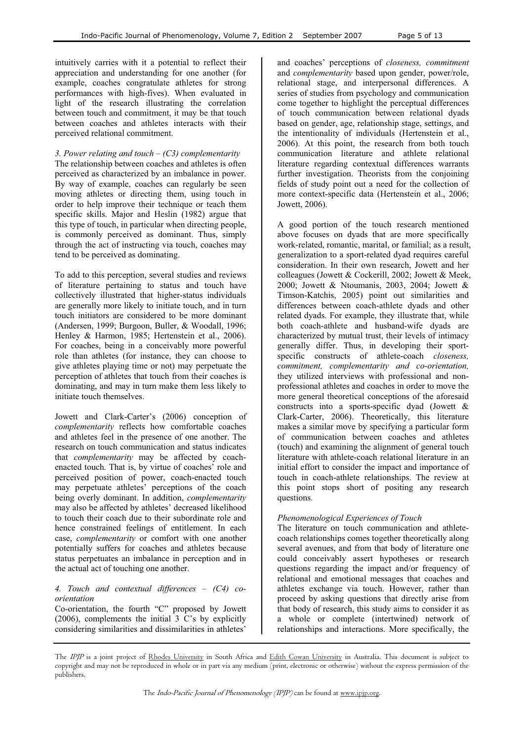intuitively carries with it a potential to reflect their appreciation and understanding for one another (for example, coaches congratulate athletes for strong performances with high-fives). When evaluated in light of the research illustrating the correlation between touch and commitment, it may be that touch between coaches and athletes interacts with their perceived relational commitment.

*3. Power relating and touch – (C3) complementarity*

The relationship between coaches and athletes is often perceived as characterized by an imbalance in power. By way of example, coaches can regularly be seen moving athletes or directing them, using touch in order to help improve their technique or teach them specific skills. Major and Heslin (1982) argue that this type of touch, in particular when directing people, is commonly perceived as dominant. Thus, simply through the act of instructing via touch, coaches may tend to be perceived as dominating.

To add to this perception, several studies and reviews of literature pertaining to status and touch have collectively illustrated that higher-status individuals are generally more likely to initiate touch, and in turn touch initiators are considered to be more dominant (Andersen, 1999; Burgoon, Buller, & Woodall, 1996; Henley & Harmon, 1985; Hertenstein et al., 2006). For coaches, being in a conceivably more powerful role than athletes (for instance, they can choose to give athletes playing time or not) may perpetuate the perception of athletes that touch from their coaches is dominating, and may in turn make them less likely to initiate touch themselves.

Jowett and Clark-Carter's (2006) conception of *complementarity* reflects how comfortable coaches and athletes feel in the presence of one another. The research on touch communication and status indicates that *complementarity* may be affected by coach-enacted touch. That is, by virtue of coaches' role and perceived position of power, coach-enacted touch may perpetuate athletes' perceptions of the coach being overly dominant. In addition, *complementarity* may also be affected by athletes' decreased likelihood to touch their coach due to their subordinate role and hence constrained feelings of entitlement. In each case, *complementarity* or comfort with one another potentially suffers for coaches and athletes because status perpetuates an imbalance in perception and in the actual act of touching one another.

*4. Touch and contextual differences – (C4) co-orientation*

Co-orientation, the fourth "C" proposed by Jowett (2006), complements the initial 3 C's by explicitly considering similarities and dissimilarities in athletes' and coaches' perceptions of *closeness, commitment* and *complementarity* based upon gender, power/role, relational stage, and interpersonal differences. A series of studies from psychology and communication come together to highlight the perceptual differences of touch communication between relational dyads based on gender, age, relationship stage, settings, and the intentionality of individuals (Hertenstein et al., 2006). At this point, the research from both touch communication literature and athlete relational literature regarding contextual differences warrants further investigation. Theorists from the conjoining fields of study point out a need for the collection of more context-specific data (Hertenstein et al., 2006; Jowett, 2006).

A good portion of the touch research mentioned above focuses on dyads that are more specifically work-related, romantic, marital, or familial; as a result, generalization to a sport-related dyad requires careful consideration. In their own research, Jowett and her colleagues (Jowett & Cockerill, 2002; Jowett & Meek, 2000; Jowett & Ntoumanis, 2003, 2004; Jowett & Timson-Katchis, 2005) point out similarities and differences between coach-athlete dyads and other related dyads. For example, they illustrate that, while both coach-athlete and husband-wife dyads are characterized by mutual trust, their levels of intimacy generally differ. Thus, in developing their sport-specific constructs of athlete-coach *closeness, commitment, complementarity and co-orientation,* they utilized interviews with professional and non-professional athletes and coaches in order to move the more general theoretical conceptions of the aforesaid constructs into a sports-specific dyad (Jowett & Clark-Carter, 2006). Theoretically, this literature makes a similar move by specifying a particular form of communication between coaches and athletes (touch) and examining the alignment of general touch literature with athlete-coach relational literature in an initial effort to consider the impact and importance of touch in coach-athlete relationships. The review at this point stops short of positing any research questions.

*Phenomenological Experiences of Touch*

The literature on touch communication and athlete-coach relationships comes together theoretically along several avenues, and from that body of literature one could conceivably assert hypotheses or research questions regarding the impact and/or frequency of relational and emotional messages that coaches and athletes exchange via touch. However, rather than proceed by asking questions that directly arise from that body of research, this study aims to consider it as a whole or complete (intertwined) network of relationships and interactions. More specifically, the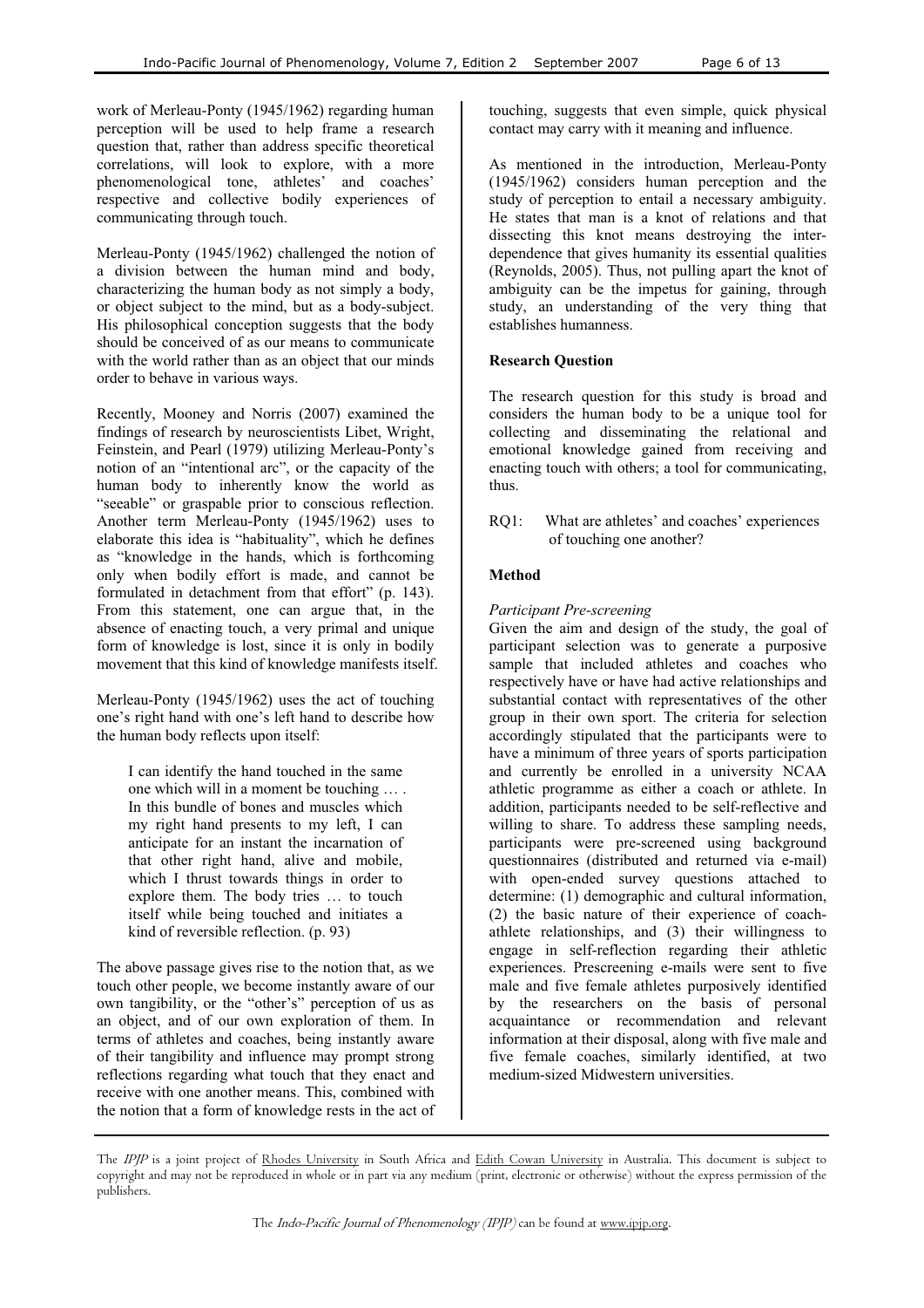work of Merleau-Ponty (1945/1962) regarding human perception will be used to help frame a research question that, rather than address specific theoretical correlations, will look to explore, with a more phenomenological tone, athletes' and coaches' respective and collective bodily experiences of communicating through touch.

Merleau-Ponty (1945/1962) challenged the notion of a division between the human mind and body, characterizing the human body as not simply a body, or object subject to the mind, but as a body-subject. His philosophical conception suggests that the body should be conceived of as our means to communicate with the world rather than as an object that our minds order to behave in various ways.

Recently, Mooney and Norris (2007) examined the findings of research by neuroscientists Libet, Wright, Feinstein, and Pearl (1979) utilizing Merleau-Ponty's notion of an "intentional arc", or the capacity of the human body to inherently know the world as "seeable" or graspable prior to conscious reflection. Another term Merleau-Ponty (1945/1962) uses to elaborate this idea is "habituality", which he defines as "knowledge in the hands, which is forthcoming only when bodily effort is made, and cannot be formulated in detachment from that effort" (p. 143). From this statement, one can argue that, in the absence of enacting touch, a very primal and unique form of knowledge is lost, since it is only in bodily movement that this kind of knowledge manifests itself.

Merleau-Ponty (1945/1962) uses the act of touching one's right hand with one's left hand to describe how the human body reflects upon itself:

> I can identify the hand touched in the same one which will in a moment be touching … . In this bundle of bones and muscles which my right hand presents to my left, I can anticipate for an instant the incarnation of that other right hand, alive and mobile, which I thrust towards things in order to explore them. The body tries … to touch itself while being touched and initiates a kind of reversible reflection. (p. 93)

The above passage gives rise to the notion that, as we touch other people, we become instantly aware of our own tangibility, or the "other's" perception of us as an object, and of our own exploration of them. In terms of athletes and coaches, being instantly aware of their tangibility and influence may prompt strong reflections regarding what touch that they enact and receive with one another means. This, combined with the notion that a form of knowledge rests in the act of touching, suggests that even simple, quick physical contact may carry with it meaning and influence.

As mentioned in the introduction, Merleau-Ponty (1945/1962) considers human perception and the study of perception to entail a necessary ambiguity. He states that man is a knot of relations and that dissecting this knot means destroying the inter-dependence that gives humanity its essential qualities (Reynolds, 2005). Thus, not pulling apart the knot of ambiguity can be the impetus for gaining, through study, an understanding of the very thing that establishes humanness.

**Research Question**

The research question for this study is broad and considers the human body to be a unique tool for collecting and disseminating the relational and emotional knowledge gained from receiving and enacting touch with others; a tool for communicating, thus.

RQ1: What are athletes' and coaches' experiences of touching one another?

**Method**

*Participant Pre-screening*

Given the aim and design of the study, the goal of participant selection was to generate a purposive sample that included athletes and coaches who respectively have or have had active relationships and substantial contact with representatives of the other group in their own sport. The criteria for selection accordingly stipulated that the participants were to have a minimum of three years of sports participation and currently be enrolled in a university NCAA athletic programme as either a coach or athlete. In addition, participants needed to be self-reflective and willing to share. To address these sampling needs, participants were pre-screened using background questionnaires (distributed and returned via e-mail) with open-ended survey questions attached to determine: (1) demographic and cultural information, (2) the basic nature of their experience of coach-athlete relationships, and (3) their willingness to engage in self-reflection regarding their athletic experiences. Prescreening e-mails were sent to five male and five female athletes purposively identified by the researchers on the basis of personal acquaintance or recommendation and relevant information at their disposal, along with five male and five female coaches, similarly identified, at two medium-sized Midwestern universities.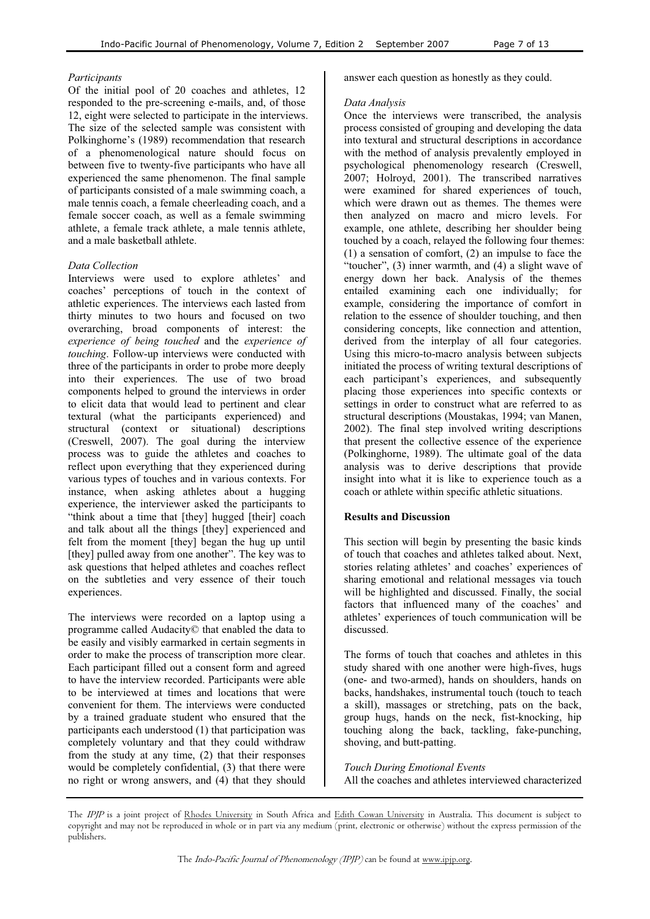*Participants*

Of the initial pool of 20 coaches and athletes, 12 responded to the pre-screening e-mails, and, of those 12, eight were selected to participate in the interviews. The size of the selected sample was consistent with Polkinghorne's (1989) recommendation that research of a phenomenological nature should focus on between five to twenty-five participants who have all experienced the same phenomenon. The final sample of participants consisted of a male swimming coach, a male tennis coach, a female cheerleading coach, and a female soccer coach, as well as a female swimming athlete, a female track athlete, a male tennis athlete, and a male basketball athlete.

*Data Collection*

Interviews were used to explore athletes' and coaches' perceptions of touch in the context of athletic experiences. The interviews each lasted from thirty minutes to two hours and focused on two overarching, broad components of interest: the *experience of being touched* and the *experience of touching*. Follow-up interviews were conducted with three of the participants in order to probe more deeply into their experiences. The use of two broad components helped to ground the interviews in order to elicit data that would lead to pertinent and clear textural (what the participants experienced) and structural (context or situational) descriptions (Creswell, 2007). The goal during the interview process was to guide the athletes and coaches to reflect upon everything that they experienced during various types of touches and in various contexts. For instance, when asking athletes about a hugging experience, the interviewer asked the participants to "think about a time that [they] hugged [their] coach and talk about all the things [they] experienced and felt from the moment [they] began the hug up until [they] pulled away from one another". The key was to ask questions that helped athletes and coaches reflect on the subtleties and very essence of their touch experiences.

The interviews were recorded on a laptop using a programme called Audacity© that enabled the data to be easily and visibly earmarked in certain segments in order to make the process of transcription more clear. Each participant filled out a consent form and agreed to have the interview recorded. Participants were able to be interviewed at times and locations that were convenient for them. The interviews were conducted by a trained graduate student who ensured that the participants each understood (1) that participation was completely voluntary and that they could withdraw from the study at any time, (2) that their responses would be completely confidential, (3) that there were no right or wrong answers, and (4) that they should answer each question as honestly as they could.

*Data Analysis*

Once the interviews were transcribed, the analysis process consisted of grouping and developing the data into textural and structural descriptions in accordance with the method of analysis prevalently employed in psychological phenomenology research (Creswell, 2007; Holroyd, 2001). The transcribed narratives were examined for shared experiences of touch, which were drawn out as themes. The themes were then analyzed on macro and micro levels. For example, one athlete, describing her shoulder being touched by a coach, relayed the following four themes: (1) a sensation of comfort, (2) an impulse to face the "toucher", (3) inner warmth, and (4) a slight wave of energy down her back. Analysis of the themes entailed examining each one individually; for example, considering the importance of comfort in relation to the essence of shoulder touching, and then considering concepts, like connection and attention, derived from the interplay of all four categories. Using this micro-to-macro analysis between subjects initiated the process of writing textural descriptions of each participant's experiences, and subsequently placing those experiences into specific contexts or settings in order to construct what are referred to as structural descriptions (Moustakas, 1994; van Manen, 2002). The final step involved writing descriptions that present the collective essence of the experience (Polkinghorne, 1989). The ultimate goal of the data analysis was to derive descriptions that provide insight into what it is like to experience touch as a coach or athlete within specific athletic situations.

**Results and Discussion**

This section will begin by presenting the basic kinds of touch that coaches and athletes talked about. Next, stories relating athletes' and coaches' experiences of sharing emotional and relational messages via touch will be highlighted and discussed. Finally, the social factors that influenced many of the coaches' and athletes' experiences of touch communication will be discussed.

The forms of touch that coaches and athletes in this study shared with one another were high-fives, hugs (one- and two-armed), hands on shoulders, hands on backs, handshakes, instrumental touch (touch to teach a skill), massages or stretching, pats on the back, group hugs, hands on the neck, fist-knocking, hip touching along the back, tackling, fake-punching, shoving, and butt-patting.

*Touch During Emotional Events*

All the coaches and athletes interviewed characterized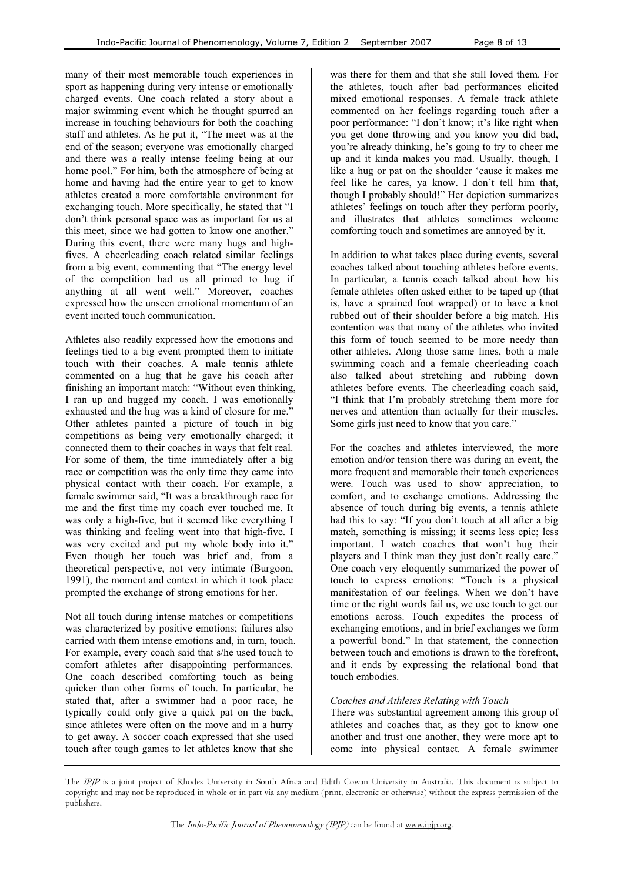many of their most memorable touch experiences in sport as happening during very intense or emotionally charged events. One coach related a story about a major swimming event which he thought spurred an increase in touching behaviours for both the coaching staff and athletes. As he put it, "The meet was at the end of the season; everyone was emotionally charged and there was a really intense feeling being at our home pool." For him, both the atmosphere of being at home and having had the entire year to get to know athletes created a more comfortable environment for exchanging touch. More specifically, he stated that "I don't think personal space was as important for us at this meet, since we had gotten to know one another." During this event, there were many hugs and high-fives. A cheerleading coach related similar feelings from a big event, commenting that "The energy level of the competition had us all primed to hug if anything at all went well." Moreover, coaches expressed how the unseen emotional momentum of an event incited touch communication.

Athletes also readily expressed how the emotions and feelings tied to a big event prompted them to initiate touch with their coaches. A male tennis athlete commented on a hug that he gave his coach after finishing an important match: "Without even thinking, I ran up and hugged my coach. I was emotionally exhausted and the hug was a kind of closure for me." Other athletes painted a picture of touch in big competitions as being very emotionally charged; it connected them to their coaches in ways that felt real. For some of them, the time immediately after a big race or competition was the only time they came into physical contact with their coach. For example, a female swimmer said, "It was a breakthrough race for me and the first time my coach ever touched me. It was only a high-five, but it seemed like everything I was thinking and feeling went into that high-five. I was very excited and put my whole body into it." Even though her touch was brief and, from a theoretical perspective, not very intimate (Burgoon, 1991), the moment and context in which it took place prompted the exchange of strong emotions for her.

Not all touch during intense matches or competitions was characterized by positive emotions; failures also carried with them intense emotions and, in turn, touch. For example, every coach said that s/he used touch to comfort athletes after disappointing performances. One coach described comforting touch as being quicker than other forms of touch. In particular, he stated that, after a swimmer had a poor race, he typically could only give a quick pat on the back, since athletes were often on the move and in a hurry to get away. A soccer coach expressed that she used touch after tough games to let athletes know that she was there for them and that she still loved them. For the athletes, touch after bad performances elicited mixed emotional responses. A female track athlete commented on her feelings regarding touch after a poor performance: "I don't know; it's like right when you get done throwing and you know you did bad, you're already thinking, he's going to try to cheer me up and it kinda makes you mad. Usually, though, I like a hug or pat on the shoulder 'cause it makes me feel like he cares, ya know. I don't tell him that, though I probably should!" Her depiction summarizes athletes' feelings on touch after they perform poorly, and illustrates that athletes sometimes welcome comforting touch and sometimes are annoyed by it.

In addition to what takes place during events, several coaches talked about touching athletes before events. In particular, a tennis coach talked about how his female athletes often asked either to be taped up (that is, have a sprained foot wrapped) or to have a knot rubbed out of their shoulder before a big match. His contention was that many of the athletes who invited this form of touch seemed to be more needy than other athletes. Along those same lines, both a male swimming coach and a female cheerleading coach also talked about stretching and rubbing down athletes before events. The cheerleading coach said, "I think that I'm probably stretching them more for nerves and attention than actually for their muscles. Some girls just need to know that you care."

For the coaches and athletes interviewed, the more emotion and/or tension there was during an event, the more frequent and memorable their touch experiences were. Touch was used to show appreciation, to comfort, and to exchange emotions. Addressing the absence of touch during big events, a tennis athlete had this to say: "If you don't touch at all after a big match, something is missing; it seems less epic; less important. I watch coaches that won't hug their players and I think man they just don't really care." One coach very eloquently summarized the power of touch to express emotions: "Touch is a physical manifestation of our feelings. When we don't have time or the right words fail us, we use touch to get our emotions across. Touch expedites the process of exchanging emotions, and in brief exchanges we form a powerful bond." In that statement, the connection between touch and emotions is drawn to the forefront, and it ends by expressing the relational bond that touch embodies.

### *Coaches and Athletes Relating with Touch*

There was substantial agreement among this group of athletes and coaches that, as they got to know one another and trust one another, they were more apt to come into physical contact. A female swimmer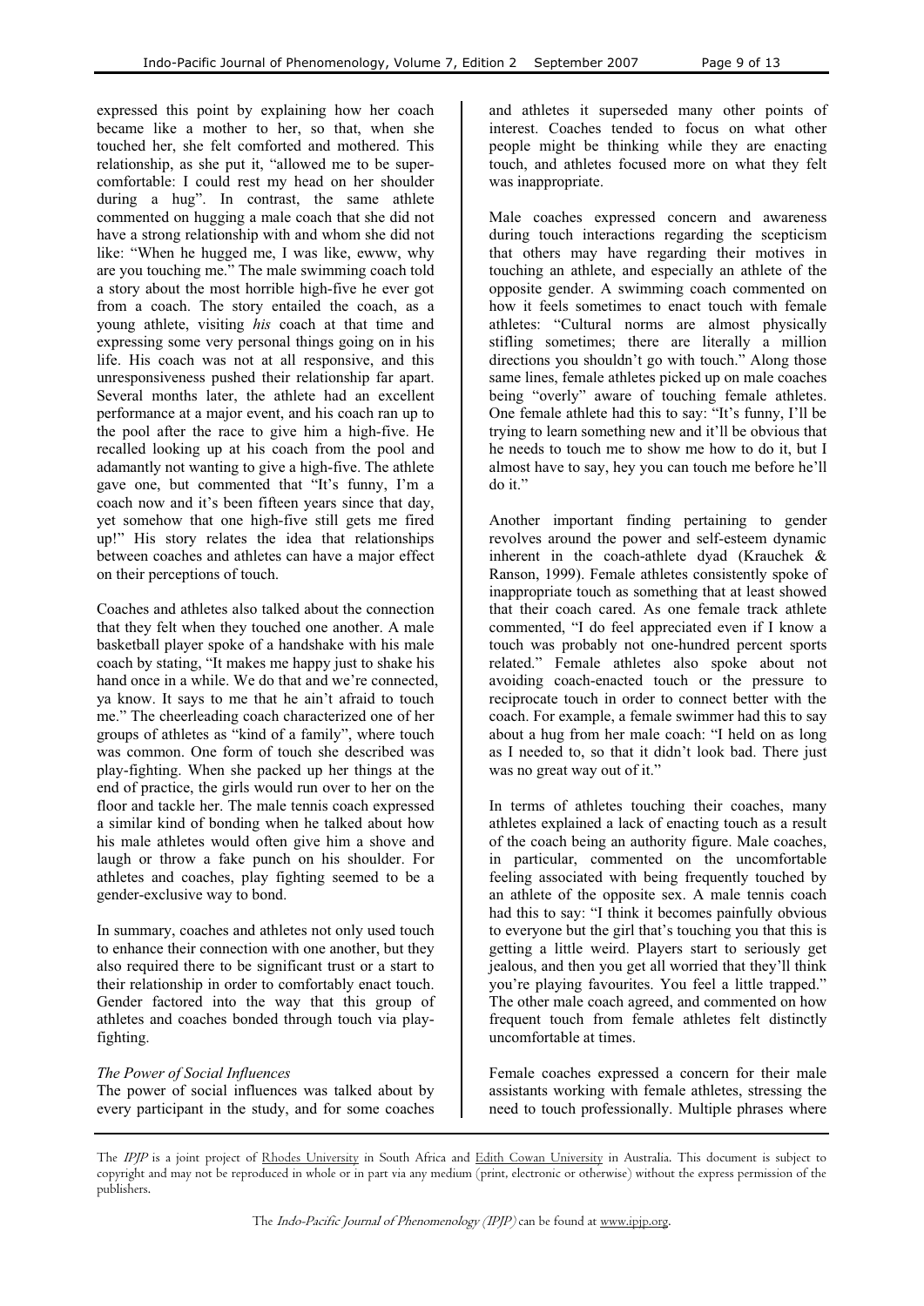expressed this point by explaining how her coach became like a mother to her, so that, when she touched her, she felt comforted and mothered. This relationship, as she put it, "allowed me to be super-comfortable: I could rest my head on her shoulder during a hug". In contrast, the same athlete commented on hugging a male coach that she did not have a strong relationship with and whom she did not like: "When he hugged me, I was like, ewww, why are you touching me." The male swimming coach told a story about the most horrible high-five he ever got from a coach. The story entailed the coach, as a young athlete, visiting *his* coach at that time and expressing some very personal things going on in his life. His coach was not at all responsive, and this unresponsiveness pushed their relationship far apart. Several months later, the athlete had an excellent performance at a major event, and his coach ran up to the pool after the race to give him a high-five. He recalled looking up at his coach from the pool and adamantly not wanting to give a high-five. The athlete gave one, but commented that "It's funny, I'm a coach now and it's been fifteen years since that day, yet somehow that one high-five still gets me fired up!" His story relates the idea that relationships between coaches and athletes can have a major effect on their perceptions of touch.

Coaches and athletes also talked about the connection that they felt when they touched one another. A male basketball player spoke of a handshake with his male coach by stating, "It makes me happy just to shake his hand once in a while. We do that and we're connected, ya know. It says to me that he ain't afraid to touch me." The cheerleading coach characterized one of her groups of athletes as "kind of a family", where touch was common. One form of touch she described was play-fighting. When she packed up her things at the end of practice, the girls would run over to her on the floor and tackle her. The male tennis coach expressed a similar kind of bonding when he talked about how his male athletes would often give him a shove and laugh or throw a fake punch on his shoulder. For athletes and coaches, play fighting seemed to be a gender-exclusive way to bond.

In summary, coaches and athletes not only used touch to enhance their connection with one another, but they also required there to be significant trust or a start to their relationship in order to comfortably enact touch. Gender factored into the way that this group of athletes and coaches bonded through touch via play-fighting.

### *The Power of Social Influences*

The power of social influences was talked about by every participant in the study, and for some coaches and athletes it superseded many other points of interest. Coaches tended to focus on what other people might be thinking while they are enacting touch, and athletes focused more on what they felt was inappropriate.

Male coaches expressed concern and awareness during touch interactions regarding the scepticism that others may have regarding their motives in touching an athlete, and especially an athlete of the opposite gender. A swimming coach commented on how it feels sometimes to enact touch with female athletes: "Cultural norms are almost physically stifling sometimes; there are literally a million directions you shouldn't go with touch." Along those same lines, female athletes picked up on male coaches being "overly" aware of touching female athletes. One female athlete had this to say: "It's funny, I'll be trying to learn something new and it'll be obvious that he needs to touch me to show me how to do it, but I almost have to say, hey you can touch me before he'll do it."

Another important finding pertaining to gender revolves around the power and self-esteem dynamic inherent in the coach-athlete dyad (Krauchek & Ranson, 1999). Female athletes consistently spoke of inappropriate touch as something that at least showed that their coach cared. As one female track athlete commented, "I do feel appreciated even if I know a touch was probably not one-hundred percent sports related." Female athletes also spoke about not avoiding coach-enacted touch or the pressure to reciprocate touch in order to connect better with the coach. For example, a female swimmer had this to say about a hug from her male coach: "I held on as long as I needed to, so that it didn't look bad. There just was no great way out of it."

In terms of athletes touching their coaches, many athletes explained a lack of enacting touch as a result of the coach being an authority figure. Male coaches, in particular, commented on the uncomfortable feeling associated with being frequently touched by an athlete of the opposite sex. A male tennis coach had this to say: "I think it becomes painfully obvious to everyone but the girl that's touching you that this is getting a little weird. Players start to seriously get jealous, and then you get all worried that they'll think you're playing favourites. You feel a little trapped." The other male coach agreed, and commented on how frequent touch from female athletes felt distinctly uncomfortable at times.

Female coaches expressed a concern for their male assistants working with female athletes, stressing the need to touch professionally. Multiple phrases where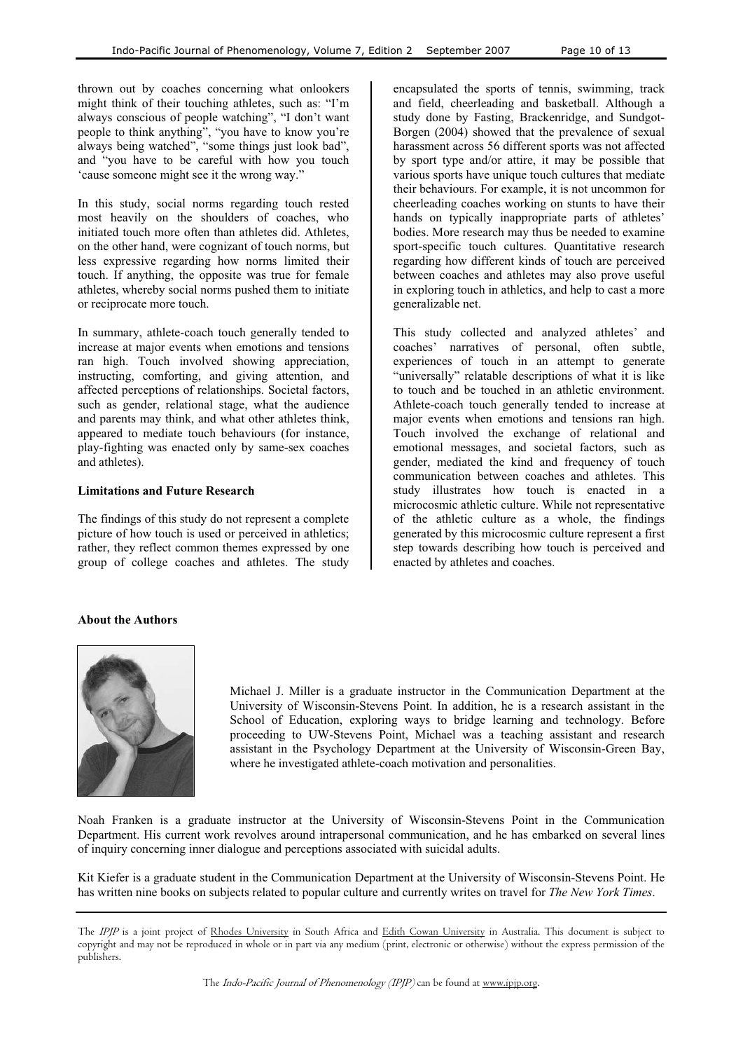thrown out by coaches concerning what onlookers might think of their touching athletes, such as: "I'm always conscious of people watching", "I don't want people to think anything", "you have to know you're always being watched", "some things just look bad", and "you have to be careful with how you touch 'cause someone might see it the wrong way."

In this study, social norms regarding touch rested most heavily on the shoulders of coaches, who initiated touch more often than athletes did. Athletes, on the other hand, were cognizant of touch norms, but less expressive regarding how norms limited their touch. If anything, the opposite was true for female athletes, whereby social norms pushed them to initiate or reciprocate more touch.

In summary, athlete-coach touch generally tended to increase at major events when emotions and tensions ran high. Touch involved showing appreciation, instructing, comforting, and giving attention, and affected perceptions of relationships. Societal factors, such as gender, relational stage, what the audience and parents may think, and what other athletes think, appeared to mediate touch behaviours (for instance, play-fighting was enacted only by same-sex coaches and athletes).

**Limitations and Future Research**

The findings of this study do not represent a complete picture of how touch is used or perceived in athletics; rather, they reflect common themes expressed by one group of college coaches and athletes. The study encapsulated the sports of tennis, swimming, track and field, cheerleading and basketball. Although a study done by Fasting, Brackenridge, and Sundgot-Borgen (2004) showed that the prevalence of sexual harassment across 56 different sports was not affected by sport type and/or attire, it may be possible that various sports have unique touch cultures that mediate their behaviours. For example, it is not uncommon for cheerleading coaches working on stunts to have their hands on typically inappropriate parts of athletes' bodies. More research may thus be needed to examine sport-specific touch cultures. Quantitative research regarding how different kinds of touch are perceived between coaches and athletes may also prove useful in exploring touch in athletics, and help to cast a more generalizable net.

This study collected and analyzed athletes' and coaches' narratives of personal, often subtle, experiences of touch in an attempt to generate "universally" relatable descriptions of what it is like to touch and be touched in an athletic environment. Athlete-coach touch generally tended to increase at major events when emotions and tensions ran high. Touch involved the exchange of relational and emotional messages, and societal factors, such as gender, mediated the kind and frequency of touch communication between coaches and athletes. This study illustrates how touch is enacted in a microcosmic athletic culture. While not representative of the athletic culture as a whole, the findings generated by this microcosmic culture represent a first step towards describing how touch is perceived and enacted by athletes and coaches.

**About the Authors**

Michael J. Miller is a graduate instructor in the Communication Department at the University of Wisconsin-Stevens Point. In addition, he is a research assistant in the School of Education, exploring ways to bridge learning and technology. Before proceeding to UW-Stevens Point, Michael was a teaching assistant and research assistant in the Psychology Department at the University of Wisconsin-Green Bay, where he investigated athlete-coach motivation and personalities.

Noah Franken is a graduate instructor at the University of Wisconsin-Stevens Point in the Communication Department. His current work revolves around intrapersonal communication, and he has embarked on several lines of inquiry concerning inner dialogue and perceptions associated with suicidal adults.

Kit Kiefer is a graduate student in the Communication Department at the University of Wisconsin-Stevens Point. He has written nine books on subjects related to popular culture and currently writes on travel for *The New York Times*.

The *IPJP* is a joint project of Rhodes University in South Africa and Edith Cowan University in Australia. This document is subject to copyright and may not be reproduced in whole or in part via any medium (print, electronic or otherwise) without the express permission of the publishers.

The *Indo-Pacific Journal of Phenomenology (IPJP)* can be found at www.ipjp.org.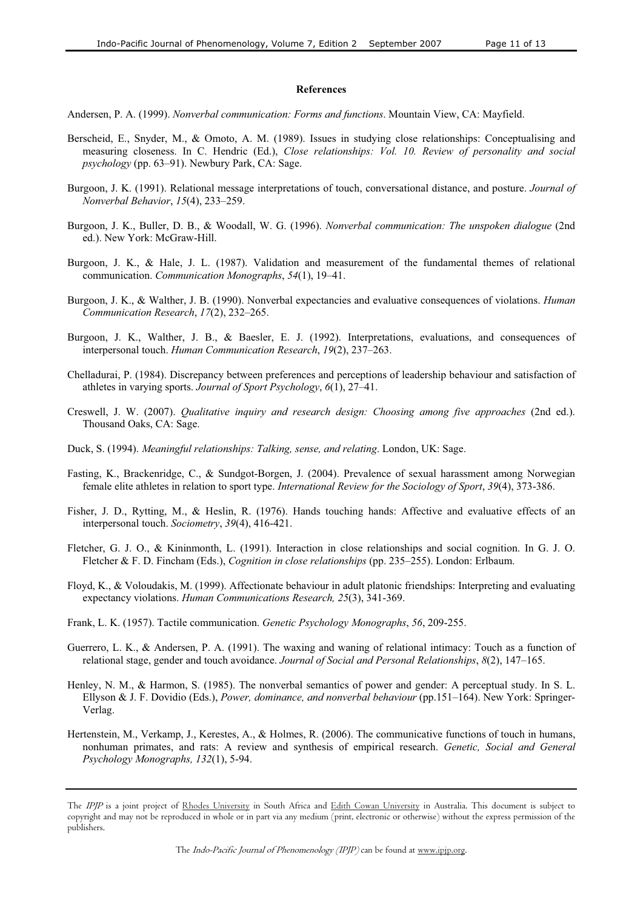**References**

Andersen, P. A. (1999). *Nonverbal communication: Forms and functions*. Mountain View, CA: Mayfield.

Berscheid, E., Snyder, M., & Omoto, A. M. (1989). Issues in studying close relationships: Conceptualising and measuring closeness. In C. Hendric (Ed.), *Close relationships: Vol. 10. Review of personality and social psychology* (pp. 63–91). Newbury Park, CA: Sage.

Burgoon, J. K. (1991). Relational message interpretations of touch, conversational distance, and posture. *Journal of Nonverbal Behavior*, *15*(4), 233–259.

Burgoon, J. K., Buller, D. B., & Woodall, W. G. (1996). *Nonverbal communication: The unspoken dialogue* (2nd ed.). New York: McGraw-Hill.

Burgoon, J. K., & Hale, J. L. (1987). Validation and measurement of the fundamental themes of relational communication. *Communication Monographs*, *54*(1), 19–41.

Burgoon, J. K., & Walther, J. B. (1990). Nonverbal expectancies and evaluative consequences of violations. *Human Communication Research*, *17*(2), 232–265.

Burgoon, J. K., Walther, J. B., & Baesler, E. J. (1992). Interpretations, evaluations, and consequences of interpersonal touch. *Human Communication Research*, *19*(2), 237–263.

Chelladurai, P. (1984). Discrepancy between preferences and perceptions of leadership behaviour and satisfaction of athletes in varying sports. *Journal of Sport Psychology*, *6*(1), 27–41.

Creswell, J. W. (2007). *Qualitative inquiry and research design: Choosing among five approaches* (2nd ed.). Thousand Oaks, CA: Sage.

Duck, S. (1994). *Meaningful relationships: Talking, sense, and relating*. London, UK: Sage.

Fasting, K., Brackenridge, C., & Sundgot-Borgen, J. (2004). Prevalence of sexual harassment among Norwegian female elite athletes in relation to sport type. *International Review for the Sociology of Sport*, *39*(4), 373-386.

Fisher, J. D., Rytting, M., & Heslin, R. (1976). Hands touching hands: Affective and evaluative effects of an interpersonal touch. *Sociometry*, *39*(4), 416-421.

Fletcher, G. J. O., & Kininmonth, L. (1991). Interaction in close relationships and social cognition. In G. J. O. Fletcher & F. D. Fincham (Eds.), *Cognition in close relationships* (pp. 235–255). London: Erlbaum.

Floyd, K., & Voloudakis, M. (1999). Affectionate behaviour in adult platonic friendships: Interpreting and evaluating expectancy violations. *Human Communications Research, 25*(3), 341-369.

Frank, L. K. (1957). Tactile communication. *Genetic Psychology Monographs*, *56*, 209-255.

Guerrero, L. K., & Andersen, P. A. (1991). The waxing and waning of relational intimacy: Touch as a function of relational stage, gender and touch avoidance. *Journal of Social and Personal Relationships*, *8*(2), 147–165.

Henley, N. M., & Harmon, S. (1985). The nonverbal semantics of power and gender: A perceptual study. In S. L. Ellyson & J. F. Dovidio (Eds.), *Power, dominance, and nonverbal behaviour* (pp.151–164). New York: Springer-Verlag.

Hertenstein, M., Verkamp, J., Kerestes, A., & Holmes, R. (2006). The communicative functions of touch in humans, nonhuman primates, and rats: A review and synthesis of empirical research. *Genetic, Social and General Psychology Monographs, 132*(1), 5-94.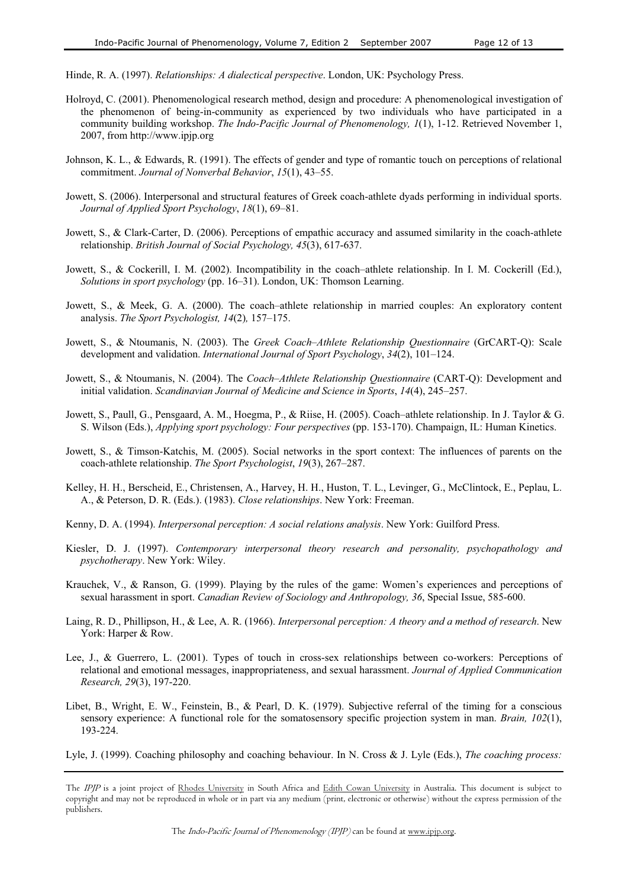Hinde, R. A. (1997). *Relationships: A dialectical perspective*. London, UK: Psychology Press.

Holroyd, C. (2001). Phenomenological research method, design and procedure: A phenomenological investigation of the phenomenon of being-in-community as experienced by two individuals who have participated in a community building workshop. *The Indo-Pacific Journal of Phenomenology, 1*(1), 1-12. Retrieved November 1, 2007, from http://www.ipjp.org

Johnson, K. L., & Edwards, R. (1991). The effects of gender and type of romantic touch on perceptions of relational commitment. *Journal of Nonverbal Behavior*, *15*(1), 43–55.

Jowett, S. (2006). Interpersonal and structural features of Greek coach-athlete dyads performing in individual sports. *Journal of Applied Sport Psychology*, *18*(1), 69–81.

Jowett, S., & Clark-Carter, D. (2006). Perceptions of empathic accuracy and assumed similarity in the coach-athlete relationship. *British Journal of Social Psychology, 45*(3), 617-637.

Jowett, S., & Cockerill, I. M. (2002). Incompatibility in the coach–athlete relationship. In I. M. Cockerill (Ed.), *Solutions in sport psychology* (pp. 16–31). London, UK: Thomson Learning.

Jowett, S., & Meek, G. A. (2000). The coach–athlete relationship in married couples: An exploratory content analysis. *The Sport Psychologist, 14*(2)*,* 157–175.

Jowett, S., & Ntoumanis, N. (2003). The *Greek Coach–Athlete Relationship Questionnaire* (GrCART-Q): Scale development and validation. *International Journal of Sport Psychology*, *34*(2), 101–124.

Jowett, S., & Ntoumanis, N. (2004). The *Coach–Athlete Relationship Questionnaire* (CART-Q): Development and initial validation. *Scandinavian Journal of Medicine and Science in Sports*, *14*(4), 245–257.

Jowett, S., Paull, G., Pensgaard, A. M., Hoegma, P., & Riise, H. (2005). Coach–athlete relationship. In J. Taylor & G. S. Wilson (Eds.), *Applying sport psychology: Four perspectives* (pp. 153-170). Champaign, IL: Human Kinetics.

Jowett, S., & Timson-Katchis, M. (2005). Social networks in the sport context: The influences of parents on the coach-athlete relationship. *The Sport Psychologist*, *19*(3), 267–287.

Kelley, H. H., Berscheid, E., Christensen, A., Harvey, H. H., Huston, T. L., Levinger, G., McClintock, E., Peplau, L. A., & Peterson, D. R. (Eds.). (1983). *Close relationships*. New York: Freeman.

Kenny, D. A. (1994). *Interpersonal perception: A social relations analysis*. New York: Guilford Press.

Kiesler, D. J. (1997). *Contemporary interpersonal theory research and personality, psychopathology and psychotherapy*. New York: Wiley.

Krauchek, V., & Ranson, G. (1999). Playing by the rules of the game: Women's experiences and perceptions of sexual harassment in sport. *Canadian Review of Sociology and Anthropology, 36*, Special Issue, 585-600.

Laing, R. D., Phillipson, H., & Lee, A. R. (1966). *Interpersonal perception: A theory and a method of research*. New York: Harper & Row.

Lee, J., & Guerrero, L. (2001). Types of touch in cross-sex relationships between co-workers: Perceptions of relational and emotional messages, inappropriateness, and sexual harassment. *Journal of Applied Communication Research, 29*(3), 197-220.

Libet, B., Wright, E. W., Feinstein, B., & Pearl, D. K. (1979). Subjective referral of the timing for a conscious sensory experience: A functional role for the somatosensory specific projection system in man. *Brain, 102*(1), 193-224.

Lyle, J. (1999). Coaching philosophy and coaching behaviour. In N. Cross & J. Lyle (Eds.), *The coaching process:*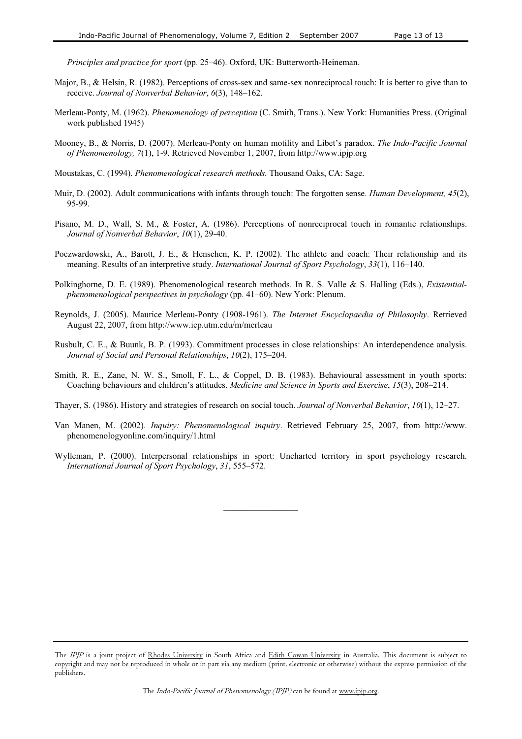*Principles and practice for sport* (pp. 25–46). Oxford, UK: Butterworth-Heineman.

Major, B., & Helsin, R. (1982). Perceptions of cross-sex and same-sex nonreciprocal touch: It is better to give than to receive. *Journal of Nonverbal Behavior*, *6*(3), 148–162.

Merleau-Ponty, M. (1962). *Phenomenology of perception* (C. Smith, Trans.). New York: Humanities Press. (Original work published 1945)

Mooney, B., & Norris, D. (2007). Merleau-Ponty on human motility and Libet's paradox. *The Indo-Pacific Journal of Phenomenology, 7*(1), 1-9. Retrieved November 1, 2007, from http://www.ipjp.org

Moustakas, C. (1994). *Phenomenological research methods.* Thousand Oaks, CA: Sage.

Muir, D. (2002). Adult communications with infants through touch: The forgotten sense. *Human Development, 45*(2), 95-99.

Pisano, M. D., Wall, S. M., & Foster, A. (1986). Perceptions of nonreciprocal touch in romantic relationships. *Journal of Nonverbal Behavior*, *10*(1), 29-40.

Poczwardowski, A., Barott, J. E., & Henschen, K. P. (2002). The athlete and coach: Their relationship and its meaning. Results of an interpretive study. *International Journal of Sport Psychology*, *33*(1), 116–140.

Polkinghorne, D. E. (1989). Phenomenological research methods. In R. S. Valle & S. Halling (Eds.), *Existential-phenomenological perspectives in psychology* (pp. 41–60). New York: Plenum.

Reynolds, J. (2005). Maurice Merleau-Ponty (1908-1961). *The Internet Encyclopaedia of Philosophy*. Retrieved August 22, 2007, from http://www.iep.utm.edu/m/merleau

Rusbult, C. E., & Buunk, B. P. (1993). Commitment processes in close relationships: An interdependence analysis. *Journal of Social and Personal Relationships*, *10*(2), 175–204.

Smith, R. E., Zane, N. W. S., Smoll, F. L., & Coppel, D. B. (1983). Behavioural assessment in youth sports: Coaching behaviours and children's attitudes. *Medicine and Science in Sports and Exercise*, *15*(3), 208–214.

Thayer, S. (1986). History and strategies of research on social touch. *Journal of Nonverbal Behavior*, *10*(1), 12–27.

Van Manen, M. (2002). *Inquiry: Phenomenological inquiry*. Retrieved February 25, 2007, from http://www.phenomenologyonline.com/inquiry/1.html

Wylleman, P. (2000). Interpersonal relationships in sport: Uncharted territory in sport psychology research. *International Journal of Sport Psychology*, *31*, 555–572.

---

The *IPJP* is a joint project of Rhodes University in South Africa and Edith Cowan University in Australia. This document is subject to copyright and may not be reproduced in whole or in part via any medium (print, electronic or otherwise) without the express permission of the publishers.

The *Indo-Pacific Journal of Phenomenology (IPJP)* can be found at www.ipjp.org.